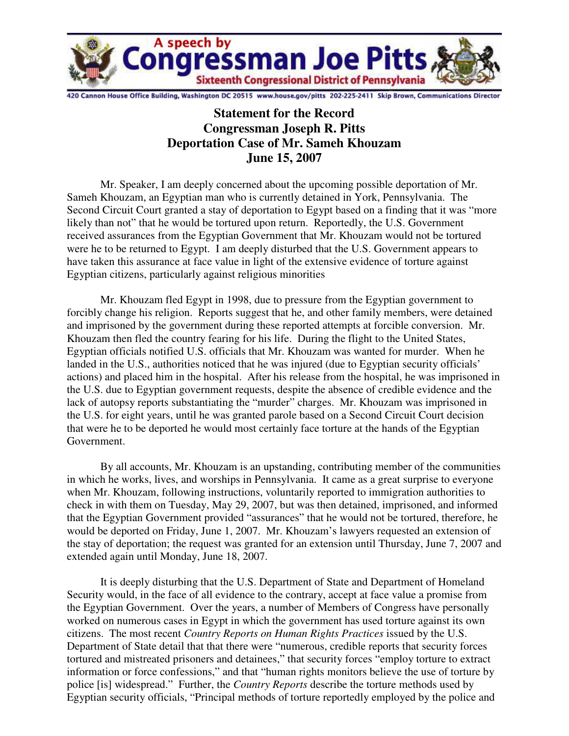# A speech by Congressman Joe Pitts

Sixteenth Congressional District of Pennsylvania

420 Cannon House Office Building, Washington DC 20515 www.house.gov/pitts 202-225-2411 Skip Brown, Communications Director

## Statement for the Record
## Congressman Joseph R. Pitts
## Deportation Case of Mr. Sameh Khouzam
## June 15, 2007

Mr. Speaker, I am deeply concerned about the upcoming possible deportation of Mr. Sameh Khouzam, an Egyptian man who is currently detained in York, Pennsylvania. The Second Circuit Court granted a stay of deportation to Egypt based on a finding that it was "more likely than not" that he would be tortured upon return. Reportedly, the U.S. Government received assurances from the Egyptian Government that Mr. Khouzam would not be tortured were he to be returned to Egypt. I am deeply disturbed that the U.S. Government appears to have taken this assurance at face value in light of the extensive evidence of torture against Egyptian citizens, particularly against religious minorities

Mr. Khouzam fled Egypt in 1998, due to pressure from the Egyptian government to forcibly change his religion. Reports suggest that he, and other family members, were detained and imprisoned by the government during these reported attempts at forcible conversion. Mr. Khouzam then fled the country fearing for his life. During the flight to the United States, Egyptian officials notified U.S. officials that Mr. Khouzam was wanted for murder. When he landed in the U.S., authorities noticed that he was injured (due to Egyptian security officials' actions) and placed him in the hospital. After his release from the hospital, he was imprisoned in the U.S. due to Egyptian government requests, despite the absence of credible evidence and the lack of autopsy reports substantiating the "murder" charges. Mr. Khouzam was imprisoned in the U.S. for eight years, until he was granted parole based on a Second Circuit Court decision that were he to be deported he would most certainly face torture at the hands of the Egyptian Government.

By all accounts, Mr. Khouzam is an upstanding, contributing member of the communities in which he works, lives, and worships in Pennsylvania. It came as a great surprise to everyone when Mr. Khouzam, following instructions, voluntarily reported to immigration authorities to check in with them on Tuesday, May 29, 2007, but was then detained, imprisoned, and informed that the Egyptian Government provided "assurances" that he would not be tortured, therefore, he would be deported on Friday, June 1, 2007. Mr. Khouzam's lawyers requested an extension of the stay of deportation; the request was granted for an extension until Thursday, June 7, 2007 and extended again until Monday, June 18, 2007.

It is deeply disturbing that the U.S. Department of State and Department of Homeland Security would, in the face of all evidence to the contrary, accept at face value a promise from the Egyptian Government. Over the years, a number of Members of Congress have personally worked on numerous cases in Egypt in which the government has used torture against its own citizens. The most recent *Country Reports on Human Rights Practices* issued by the U.S. Department of State detail that that there were "numerous, credible reports that security forces tortured and mistreated prisoners and detainees," that security forces "employ torture to extract information or force confessions," and that "human rights monitors believe the use of torture by police [is] widespread." Further, the *Country Reports* describe the torture methods used by Egyptian security officials, "Principal methods of torture reportedly employed by the police and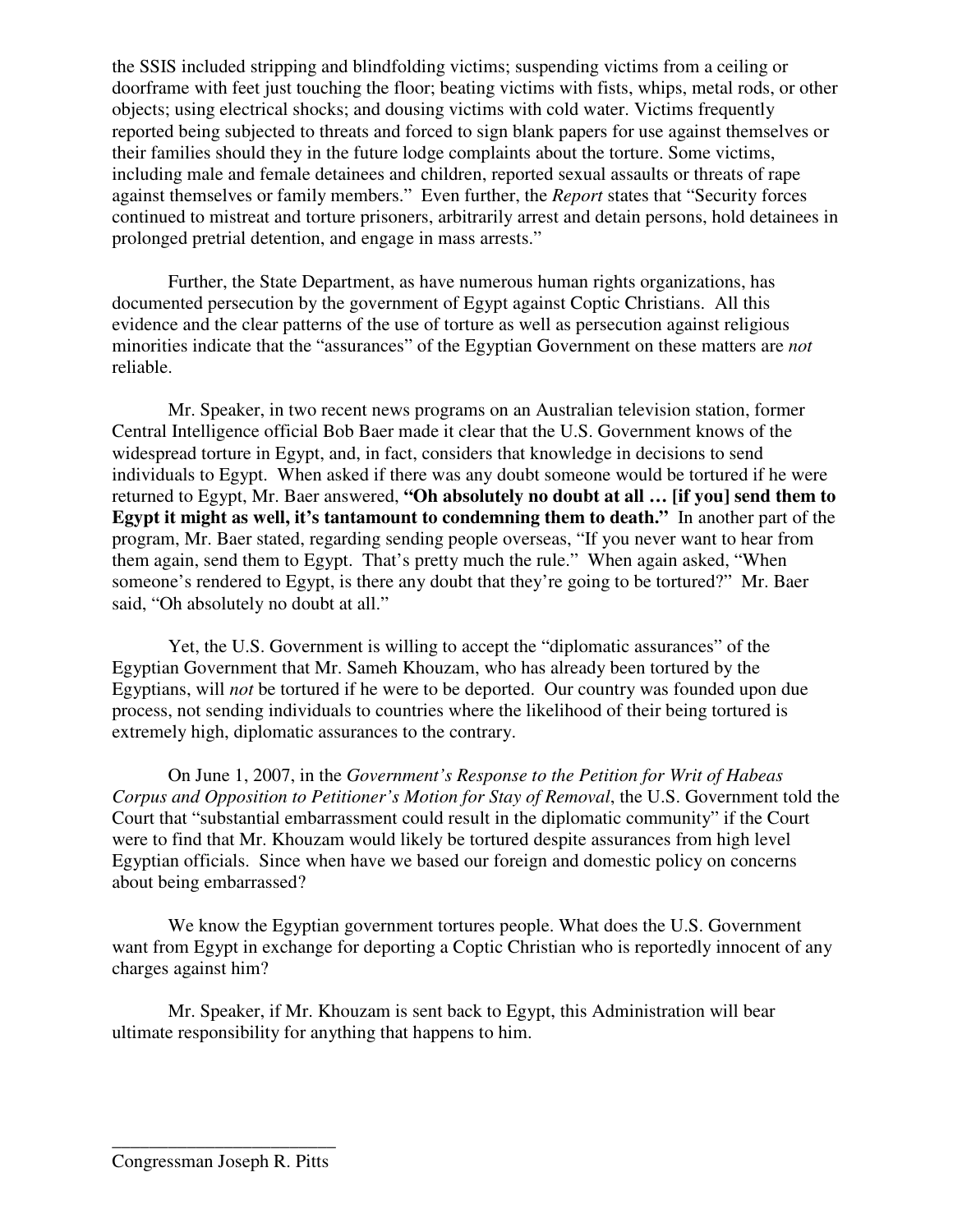the SSIS included stripping and blindfolding victims; suspending victims from a ceiling or doorframe with feet just touching the floor; beating victims with fists, whips, metal rods, or other objects; using electrical shocks; and dousing victims with cold water. Victims frequently reported being subjected to threats and forced to sign blank papers for use against themselves or their families should they in the future lodge complaints about the torture. Some victims, including male and female detainees and children, reported sexual assaults or threats of rape against themselves or family members." Even further, the *Report* states that "Security forces continued to mistreat and torture prisoners, arbitrarily arrest and detain persons, hold detainees in prolonged pretrial detention, and engage in mass arrests."

Further, the State Department, as have numerous human rights organizations, has documented persecution by the government of Egypt against Coptic Christians. All this evidence and the clear patterns of the use of torture as well as persecution against religious minorities indicate that the "assurances" of the Egyptian Government on these matters are *not* reliable.

Mr. Speaker, in two recent news programs on an Australian television station, former Central Intelligence official Bob Baer made it clear that the U.S. Government knows of the widespread torture in Egypt, and, in fact, considers that knowledge in decisions to send individuals to Egypt. When asked if there was any doubt someone would be tortured if he were returned to Egypt, Mr. Baer answered, **"Oh absolutely no doubt at all … [if you] send them to Egypt it might as well, it's tantamount to condemning them to death."** In another part of the program, Mr. Baer stated, regarding sending people overseas, "If you never want to hear from them again, send them to Egypt. That's pretty much the rule." When again asked, "When someone's rendered to Egypt, is there any doubt that they're going to be tortured?" Mr. Baer said, "Oh absolutely no doubt at all."

Yet, the U.S. Government is willing to accept the "diplomatic assurances" of the Egyptian Government that Mr. Sameh Khouzam, who has already been tortured by the Egyptians, will *not* be tortured if he were to be deported. Our country was founded upon due process, not sending individuals to countries where the likelihood of their being tortured is extremely high, diplomatic assurances to the contrary.

On June 1, 2007, in the *Government's Response to the Petition for Writ of Habeas Corpus and Opposition to Petitioner's Motion for Stay of Removal*, the U.S. Government told the Court that "substantial embarrassment could result in the diplomatic community" if the Court were to find that Mr. Khouzam would likely be tortured despite assurances from high level Egyptian officials. Since when have we based our foreign and domestic policy on concerns about being embarrassed?

We know the Egyptian government tortures people. What does the U.S. Government want from Egypt in exchange for deporting a Coptic Christian who is reportedly innocent of any charges against him?

Mr. Speaker, if Mr. Khouzam is sent back to Egypt, this Administration will bear ultimate responsibility for anything that happens to him.

\_\_\_\_\_\_\_\_\_\_\_\_\_\_\_\_\_\_\_\_\_\_\_\_\_

Congressman Joseph R. Pitts